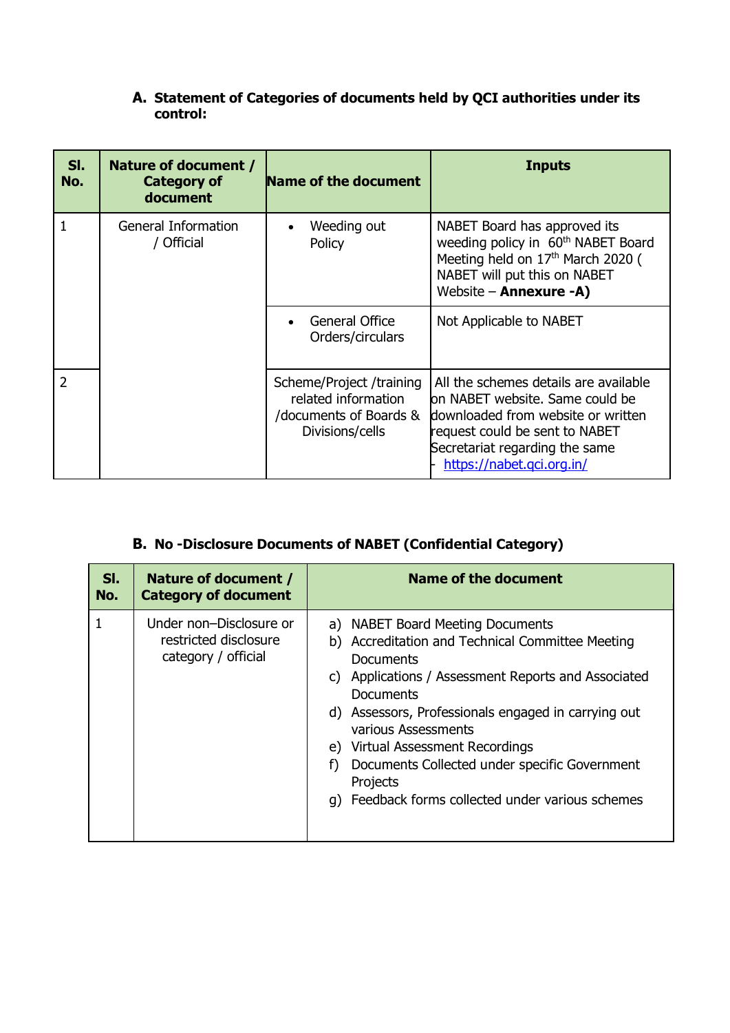**A. Statement of Categories of documents held by QCI authorities under its control:**

| Sl. No. | Nature of document / Category of document | Name of the document | Inputs |
|---|---|---|---|
| 1 | General Information / Official | • Weeding out Policy | NABET Board has approved its weeding policy in 60th NABET Board Meeting held on 17th March 2020 ( NABET will put this on NABET Website – **Annexure -A)** |
| | | • General Office Orders/circulars | Not Applicable to NABET |
| 2 | | Scheme/Project /training related information /documents of Boards & Divisions/cells | All the schemes details are available on NABET website. Same could be downloaded from website or written request could be sent to NABET Secretariat regarding the same - https://nabet.qci.org.in/ |

**B. No -Disclosure Documents of NABET (Confidential Category)**

| Sl. No. | Nature of document / Category of document | Name of the document |
|---|---|---|
| 1 | Under non–Disclosure or restricted disclosure category / official | a) NABET Board Meeting Documents<br>b) Accreditation and Technical Committee Meeting Documents<br>c) Applications / Assessment Reports and Associated Documents<br>d) Assessors, Professionals engaged in carrying out various Assessments<br>e) Virtual Assessment Recordings<br>f) Documents Collected under specific Government Projects<br>g) Feedback forms collected under various schemes |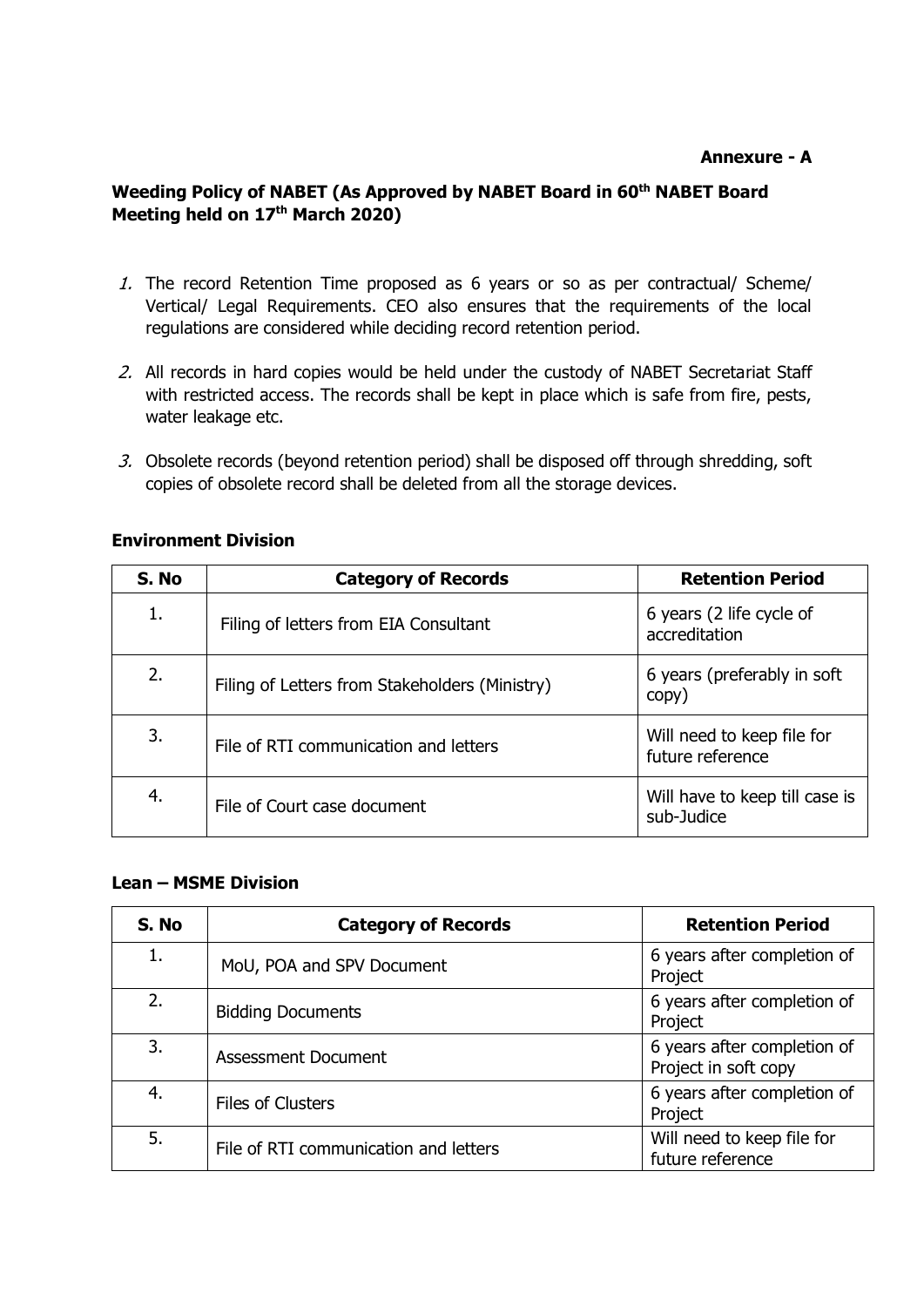**Annexure - A**

**Weeding Policy of NABET (As Approved by NABET Board in 60th NABET Board Meeting held on 17th March 2020)**

1. The record Retention Time proposed as 6 years or so as per contractual/ Scheme/ Vertical/ Legal Requirements. CEO also ensures that the requirements of the local regulations are considered while deciding record retention period.

2. All records in hard copies would be held under the custody of NABET Secretariat Staff with restricted access. The records shall be kept in place which is safe from fire, pests, water leakage etc.

3. Obsolete records (beyond retention period) shall be disposed off through shredding, soft copies of obsolete record shall be deleted from all the storage devices.

**Environment Division**

| S. No | Category of Records | Retention Period |
|---|---|---|
| 1. | Filing of letters from EIA Consultant | 6 years (2 life cycle of accreditation |
| 2. | Filing of Letters from Stakeholders (Ministry) | 6 years (preferably in soft copy) |
| 3. | File of RTI communication and letters | Will need to keep file for future reference |
| 4. | File of Court case document | Will have to keep till case is sub-Judice |

**Lean – MSME Division**

| S. No | Category of Records | Retention Period |
|---|---|---|
| 1. | MoU, POA and SPV Document | 6 years after completion of Project |
| 2. | Bidding Documents | 6 years after completion of Project |
| 3. | Assessment Document | 6 years after completion of Project in soft copy |
| 4. | Files of Clusters | 6 years after completion of Project |
| 5. | File of RTI communication and letters | Will need to keep file for future reference |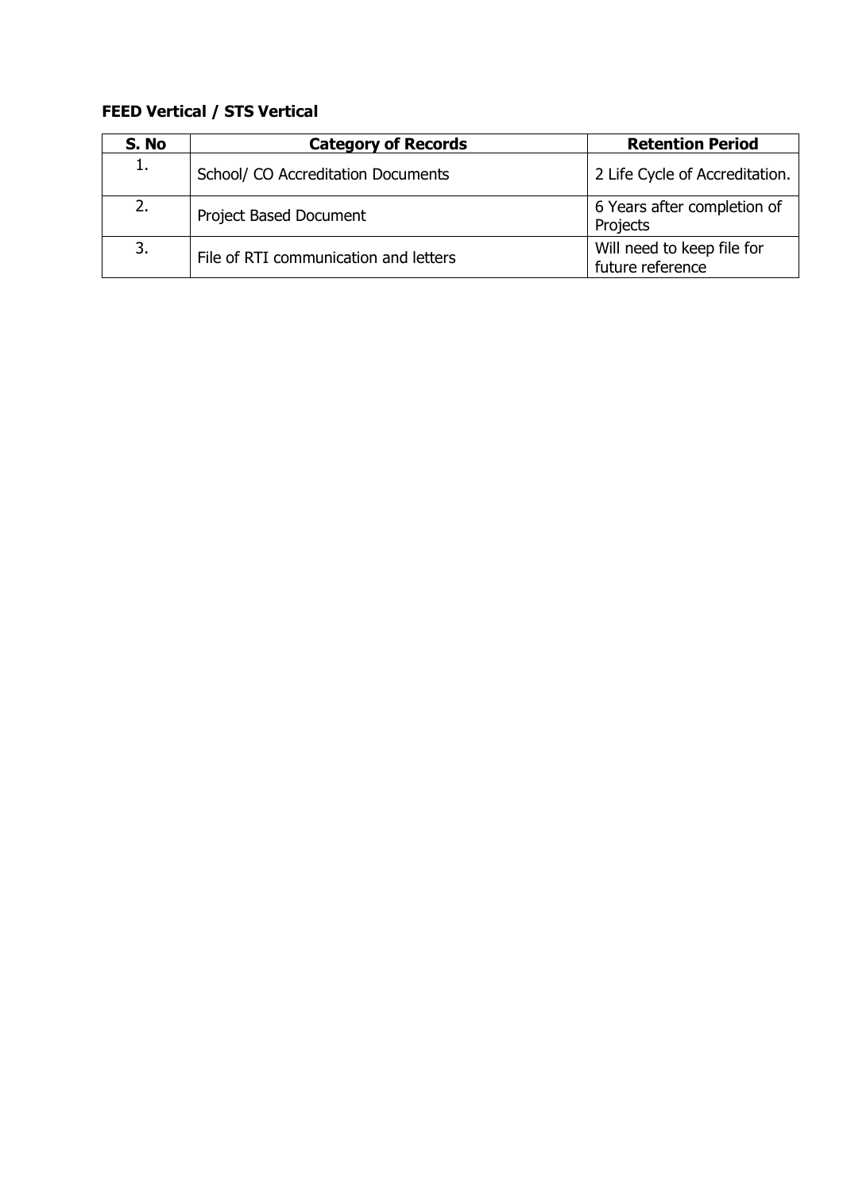**FEED Vertical / STS Vertical**

| S. No | Category of Records | Retention Period |
|---|---|---|
| 1. | School/ CO Accreditation Documents | 2 Life Cycle of Accreditation. |
| 2. | Project Based Document | 6 Years after completion of Projects |
| 3. | File of RTI communication and letters | Will need to keep file for future reference |